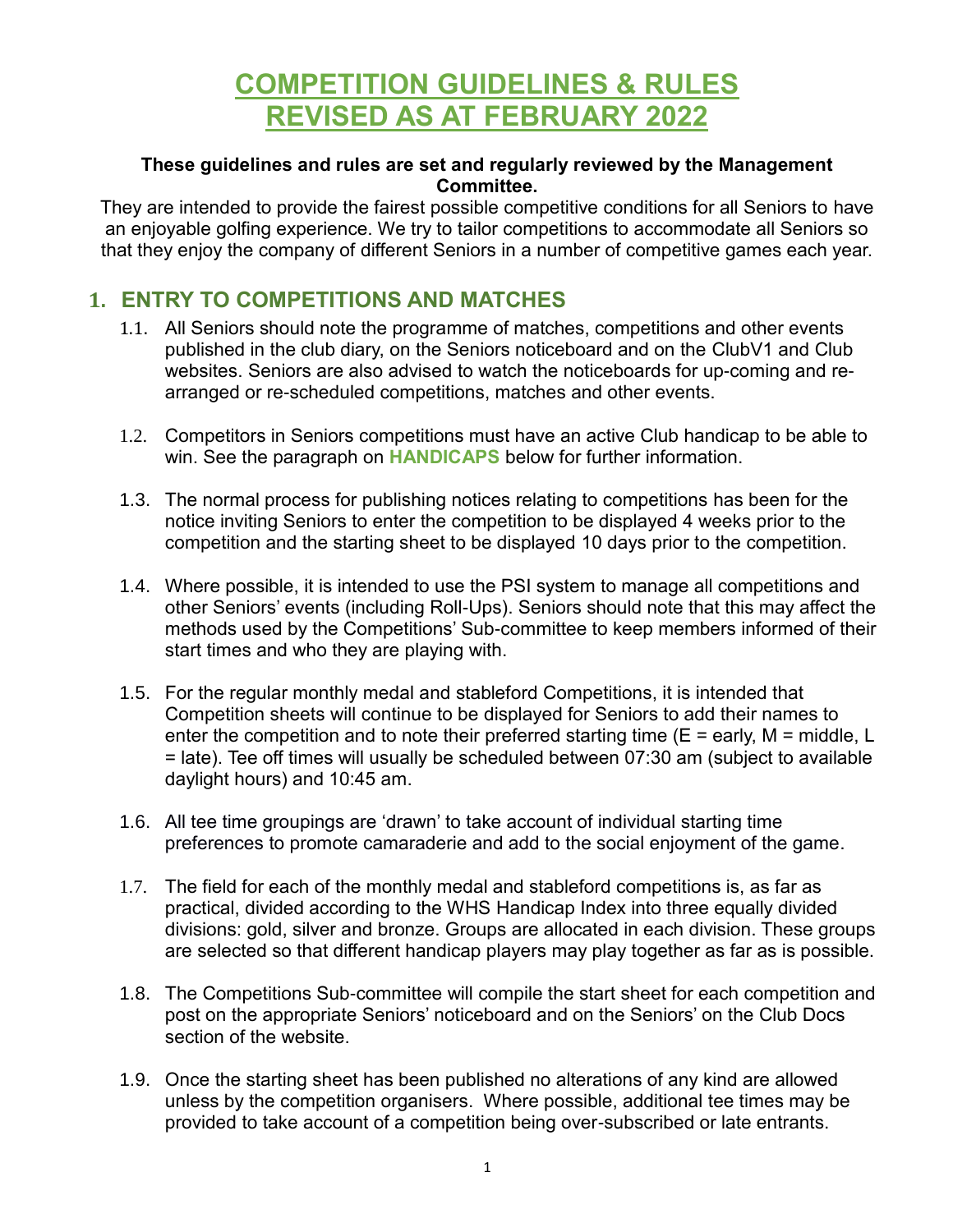# COMPETITION GUIDELINES & RULES REVISED AS AT FEBRUARY 2022

**These guidelines and rules are set and regularly reviewed by the Management Committee.**

They are intended to provide the fairest possible competitive conditions for all Seniors to have an enjoyable golfing experience. We try to tailor competitions to accommodate all Seniors so that they enjoy the company of different Seniors in a number of competitive games each year.

## 1. ENTRY TO COMPETITIONS AND MATCHES

1.1. All Seniors should note the programme of matches, competitions and other events published in the club diary, on the Seniors noticeboard and on the ClubV1 and Club websites. Seniors are also advised to watch the noticeboards for up-coming and re-arranged or re-scheduled competitions, matches and other events.

1.2. Competitors in Seniors competitions must have an active Club handicap to be able to win. See the paragraph on **HANDICAPS** below for further information.

1.3. The normal process for publishing notices relating to competitions has been for the notice inviting Seniors to enter the competition to be displayed 4 weeks prior to the competition and the starting sheet to be displayed 10 days prior to the competition.

1.4. Where possible, it is intended to use the PSI system to manage all competitions and other Seniors' events (including Roll-Ups). Seniors should note that this may affect the methods used by the Competitions' Sub-committee to keep members informed of their start times and who they are playing with.

1.5. For the regular monthly medal and stableford Competitions, it is intended that Competition sheets will continue to be displayed for Seniors to add their names to enter the competition and to note their preferred starting time (E = early, M = middle, L = late). Tee off times will usually be scheduled between 07:30 am (subject to available daylight hours) and 10:45 am.

1.6. All tee time groupings are 'drawn' to take account of individual starting time preferences to promote camaraderie and add to the social enjoyment of the game.

1.7. The field for each of the monthly medal and stableford competitions is, as far as practical, divided according to the WHS Handicap Index into three equally divided divisions: gold, silver and bronze. Groups are allocated in each division. These groups are selected so that different handicap players may play together as far as is possible.

1.8. The Competitions Sub-committee will compile the start sheet for each competition and post on the appropriate Seniors' noticeboard and on the Seniors' on the Club Docs section of the website.

1.9. Once the starting sheet has been published no alterations of any kind are allowed unless by the competition organisers. Where possible, additional tee times may be provided to take account of a competition being over-subscribed or late entrants.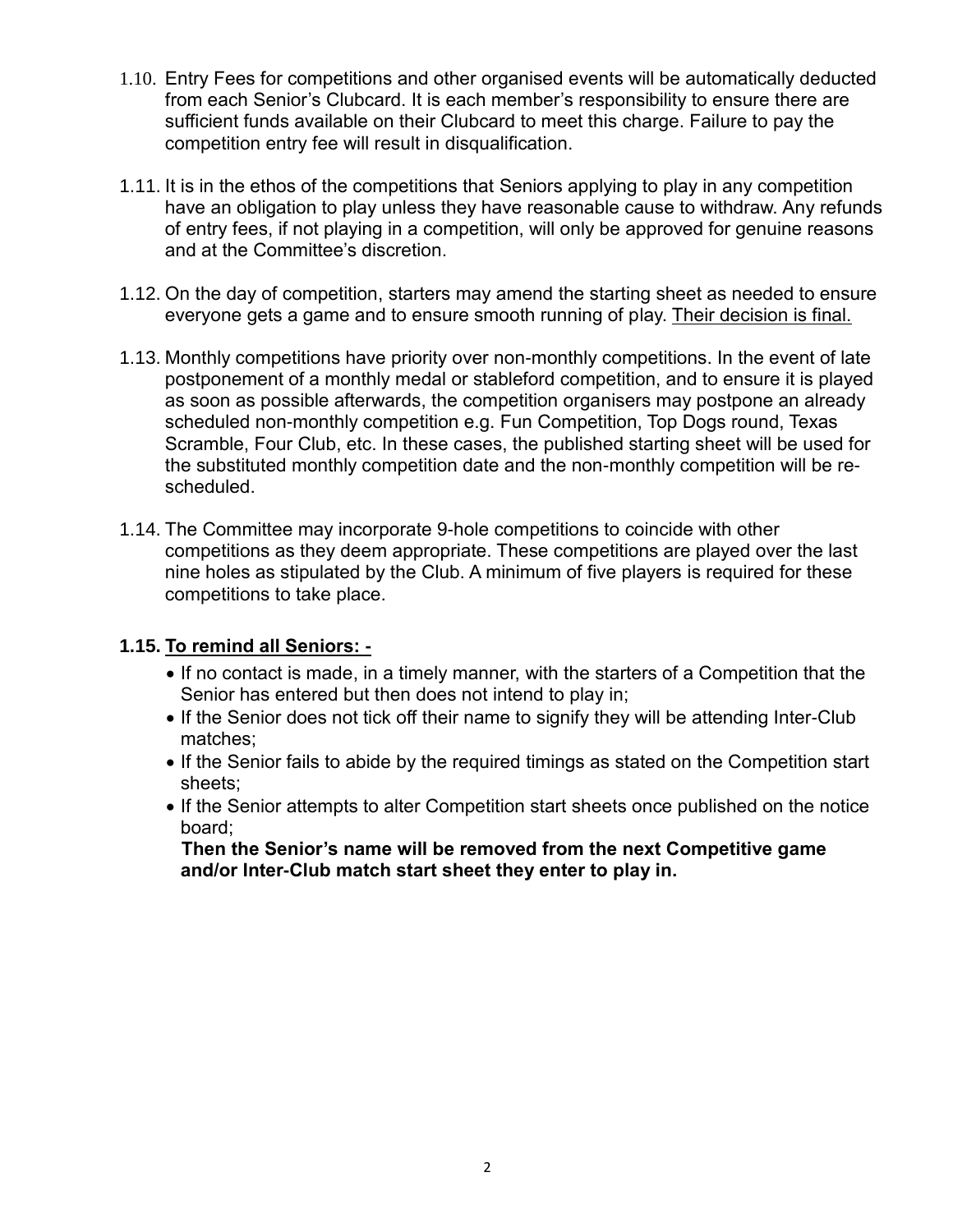1.10. Entry Fees for competitions and other organised events will be automatically deducted from each Senior's Clubcard. It is each member's responsibility to ensure there are sufficient funds available on their Clubcard to meet this charge. Failure to pay the competition entry fee will result in disqualification.

1.11. It is in the ethos of the competitions that Seniors applying to play in any competition have an obligation to play unless they have reasonable cause to withdraw. Any refunds of entry fees, if not playing in a competition, will only be approved for genuine reasons and at the Committee's discretion.

1.12. On the day of competition, starters may amend the starting sheet as needed to ensure everyone gets a game and to ensure smooth running of play. <u>Their decision is final.</u>

1.13. Monthly competitions have priority over non-monthly competitions. In the event of late postponement of a monthly medal or stableford competition, and to ensure it is played as soon as possible afterwards, the competition organisers may postpone an already scheduled non-monthly competition e.g. Fun Competition, Top Dogs round, Texas Scramble, Four Club, etc. In these cases, the published starting sheet will be used for the substituted monthly competition date and the non-monthly competition will be re-scheduled.

1.14. The Committee may incorporate 9-hole competitions to coincide with other competitions as they deem appropriate. These competitions are played over the last nine holes as stipulated by the Club. A minimum of five players is required for these competitions to take place.

**1.15. <u>To remind all Seniors: -</u>**

- If no contact is made, in a timely manner, with the starters of a Competition that the Senior has entered but then does not intend to play in;
- If the Senior does not tick off their name to signify they will be attending Inter-Club matches;
- If the Senior fails to abide by the required timings as stated on the Competition start sheets;
- If the Senior attempts to alter Competition start sheets once published on the notice board;

**Then the Senior's name will be removed from the next Competitive game and/or Inter-Club match start sheet they enter to play in.**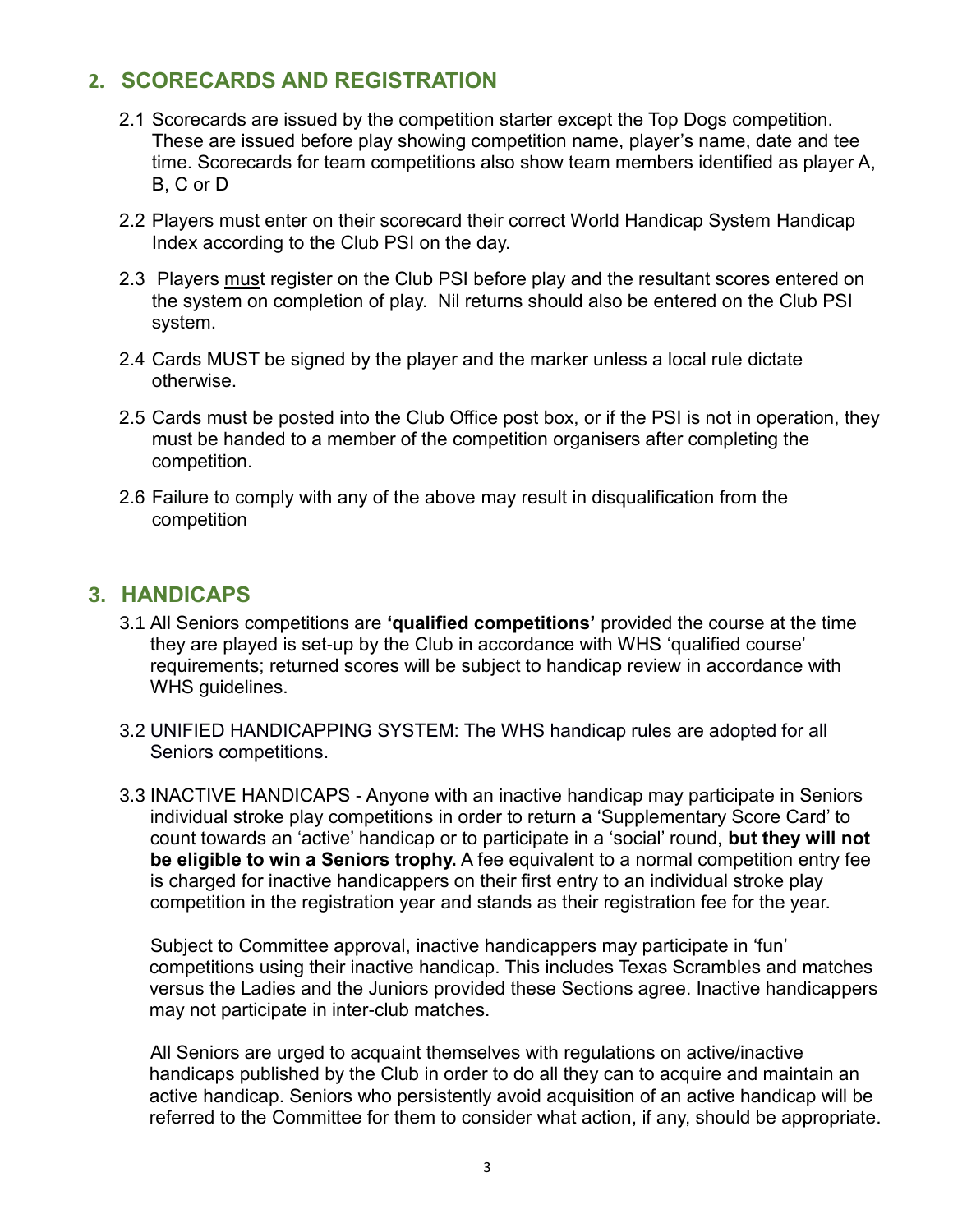## 2. SCORECARDS AND REGISTRATION

2.1 Scorecards are issued by the competition starter except the Top Dogs competition. These are issued before play showing competition name, player's name, date and tee time. Scorecards for team competitions also show team members identified as player A, B, C or D

2.2 Players must enter on their scorecard their correct World Handicap System Handicap Index according to the Club PSI on the day.

2.3 Players <u>must</u> register on the Club PSI before play and the resultant scores entered on the system on completion of play. Nil returns should also be entered on the Club PSI system.

2.4 Cards MUST be signed by the player and the marker unless a local rule dictate otherwise.

2.5 Cards must be posted into the Club Office post box, or if the PSI is not in operation, they must be handed to a member of the competition organisers after completing the competition.

2.6 Failure to comply with any of the above may result in disqualification from the competition

## 3. HANDICAPS

3.1 All Seniors competitions are **'qualified competitions'** provided the course at the time they are played is set-up by the Club in accordance with WHS 'qualified course' requirements; returned scores will be subject to handicap review in accordance with WHS guidelines.

3.2 UNIFIED HANDICAPPING SYSTEM: The WHS handicap rules are adopted for all Seniors competitions.

3.3 INACTIVE HANDICAPS - Anyone with an inactive handicap may participate in Seniors individual stroke play competitions in order to return a 'Supplementary Score Card' to count towards an 'active' handicap or to participate in a 'social' round, **but they will not be eligible to win a Seniors trophy.** A fee equivalent to a normal competition entry fee is charged for inactive handicappers on their first entry to an individual stroke play competition in the registration year and stands as their registration fee for the year.

Subject to Committee approval, inactive handicappers may participate in 'fun' competitions using their inactive handicap. This includes Texas Scrambles and matches versus the Ladies and the Juniors provided these Sections agree. Inactive handicappers may not participate in inter-club matches.

All Seniors are urged to acquaint themselves with regulations on active/inactive handicaps published by the Club in order to do all they can to acquire and maintain an active handicap. Seniors who persistently avoid acquisition of an active handicap will be referred to the Committee for them to consider what action, if any, should be appropriate.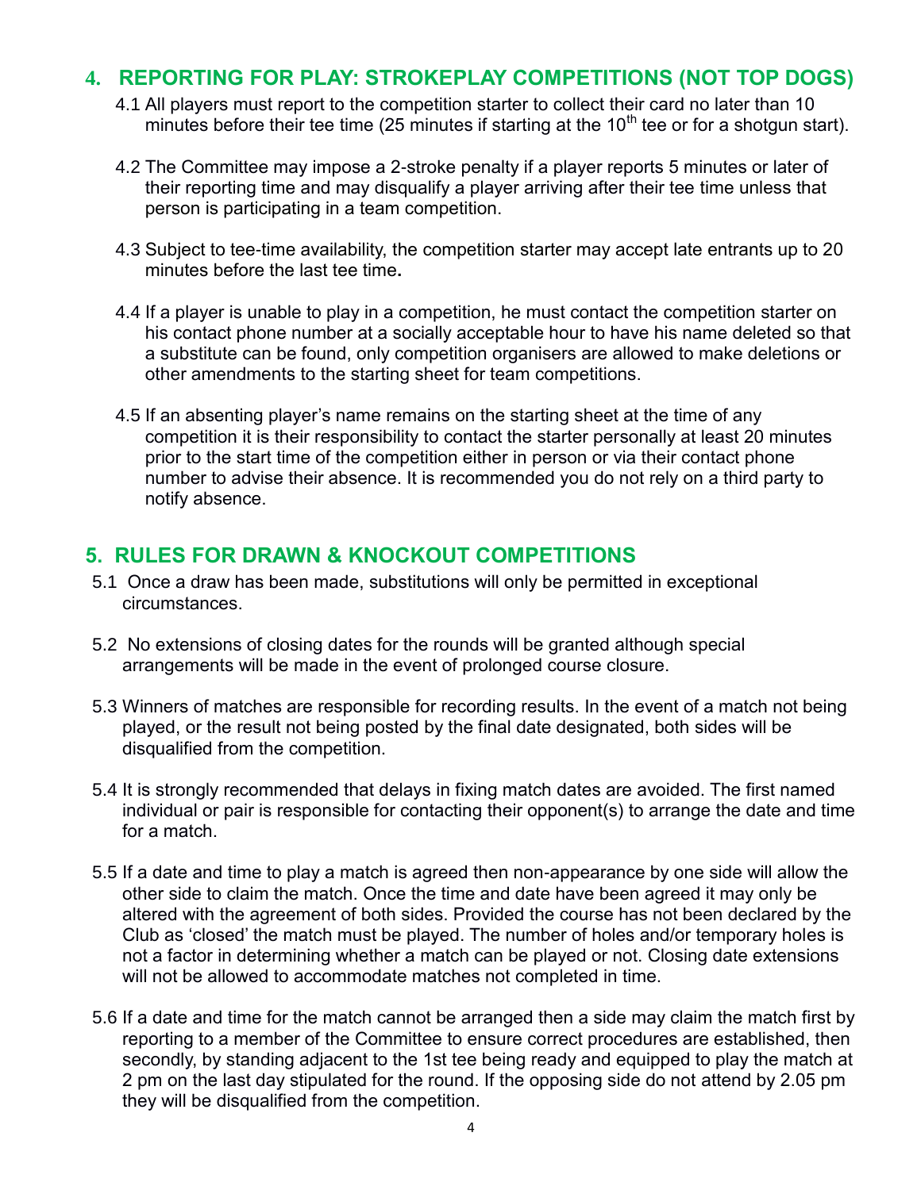## 4. REPORTING FOR PLAY: STROKEPLAY COMPETITIONS (NOT TOP DOGS)

4.1 All players must report to the competition starter to collect their card no later than 10 minutes before their tee time (25 minutes if starting at the 10th tee or for a shotgun start).

4.2 The Committee may impose a 2-stroke penalty if a player reports 5 minutes or later of their reporting time and may disqualify a player arriving after their tee time unless that person is participating in a team competition.

4.3 Subject to tee-time availability, the competition starter may accept late entrants up to 20 minutes before the last tee time**.**

4.4 If a player is unable to play in a competition, he must contact the competition starter on his contact phone number at a socially acceptable hour to have his name deleted so that a substitute can be found, only competition organisers are allowed to make deletions or other amendments to the starting sheet for team competitions.

4.5 If an absenting player's name remains on the starting sheet at the time of any competition it is their responsibility to contact the starter personally at least 20 minutes prior to the start time of the competition either in person or via their contact phone number to advise their absence. It is recommended you do not rely on a third party to notify absence.

## 5. RULES FOR DRAWN & KNOCKOUT COMPETITIONS

5.1 Once a draw has been made, substitutions will only be permitted in exceptional circumstances.

5.2 No extensions of closing dates for the rounds will be granted although special arrangements will be made in the event of prolonged course closure.

5.3 Winners of matches are responsible for recording results. In the event of a match not being played, or the result not being posted by the final date designated, both sides will be disqualified from the competition.

5.4 It is strongly recommended that delays in fixing match dates are avoided. The first named individual or pair is responsible for contacting their opponent(s) to arrange the date and time for a match.

5.5 If a date and time to play a match is agreed then non-appearance by one side will allow the other side to claim the match. Once the time and date have been agreed it may only be altered with the agreement of both sides. Provided the course has not been declared by the Club as 'closed' the match must be played. The number of holes and/or temporary holes is not a factor in determining whether a match can be played or not. Closing date extensions will not be allowed to accommodate matches not completed in time.

5.6 If a date and time for the match cannot be arranged then a side may claim the match first by reporting to a member of the Committee to ensure correct procedures are established, then secondly, by standing adjacent to the 1st tee being ready and equipped to play the match at 2 pm on the last day stipulated for the round. If the opposing side do not attend by 2.05 pm they will be disqualified from the competition.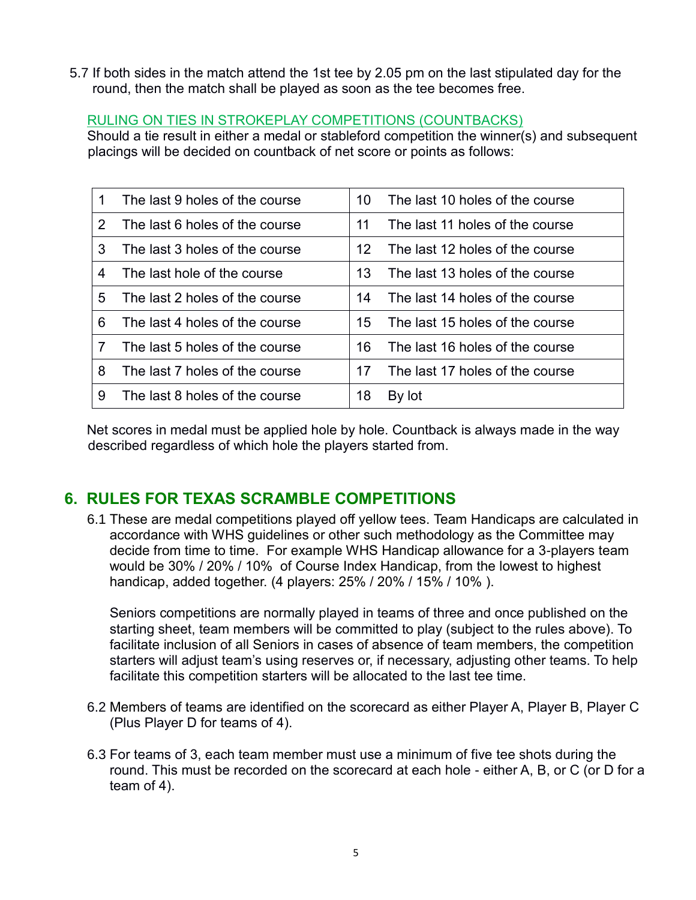5.7 If both sides in the match attend the 1st tee by 2.05 pm on the last stipulated day for the round, then the match shall be played as soon as the tee becomes free.

RULING ON TIES IN STROKEPLAY COMPETITIONS (COUNTBACKS)

Should a tie result in either a medal or stableford competition the winner(s) and subsequent placings will be decided on countback of net score or points as follows:

| | | | |
|---|---|---|---|
| 1 | The last 9 holes of the course | 10 | The last 10 holes of the course |
| 2 | The last 6 holes of the course | 11 | The last 11 holes of the course |
| 3 | The last 3 holes of the course | 12 | The last 12 holes of the course |
| 4 | The last hole of the course | 13 | The last 13 holes of the course |
| 5 | The last 2 holes of the course | 14 | The last 14 holes of the course |
| 6 | The last 4 holes of the course | 15 | The last 15 holes of the course |
| 7 | The last 5 holes of the course | 16 | The last 16 holes of the course |
| 8 | The last 7 holes of the course | 17 | The last 17 holes of the course |
| 9 | The last 8 holes of the course | 18 | By lot |

Net scores in medal must be applied hole by hole. Countback is always made in the way described regardless of which hole the players started from.

## 6. RULES FOR TEXAS SCRAMBLE COMPETITIONS

6.1 These are medal competitions played off yellow tees. Team Handicaps are calculated in accordance with WHS guidelines or other such methodology as the Committee may decide from time to time. For example WHS Handicap allowance for a 3-players team would be 30% / 20% / 10% of Course Index Handicap, from the lowest to highest handicap, added together. (4 players: 25% / 20% / 15% / 10% ).

Seniors competitions are normally played in teams of three and once published on the starting sheet, team members will be committed to play (subject to the rules above). To facilitate inclusion of all Seniors in cases of absence of team members, the competition starters will adjust team's using reserves or, if necessary, adjusting other teams. To help facilitate this competition starters will be allocated to the last tee time.

6.2 Members of teams are identified on the scorecard as either Player A, Player B, Player C (Plus Player D for teams of 4).

6.3 For teams of 3, each team member must use a minimum of five tee shots during the round. This must be recorded on the scorecard at each hole - either A, B, or C (or D for a team of 4).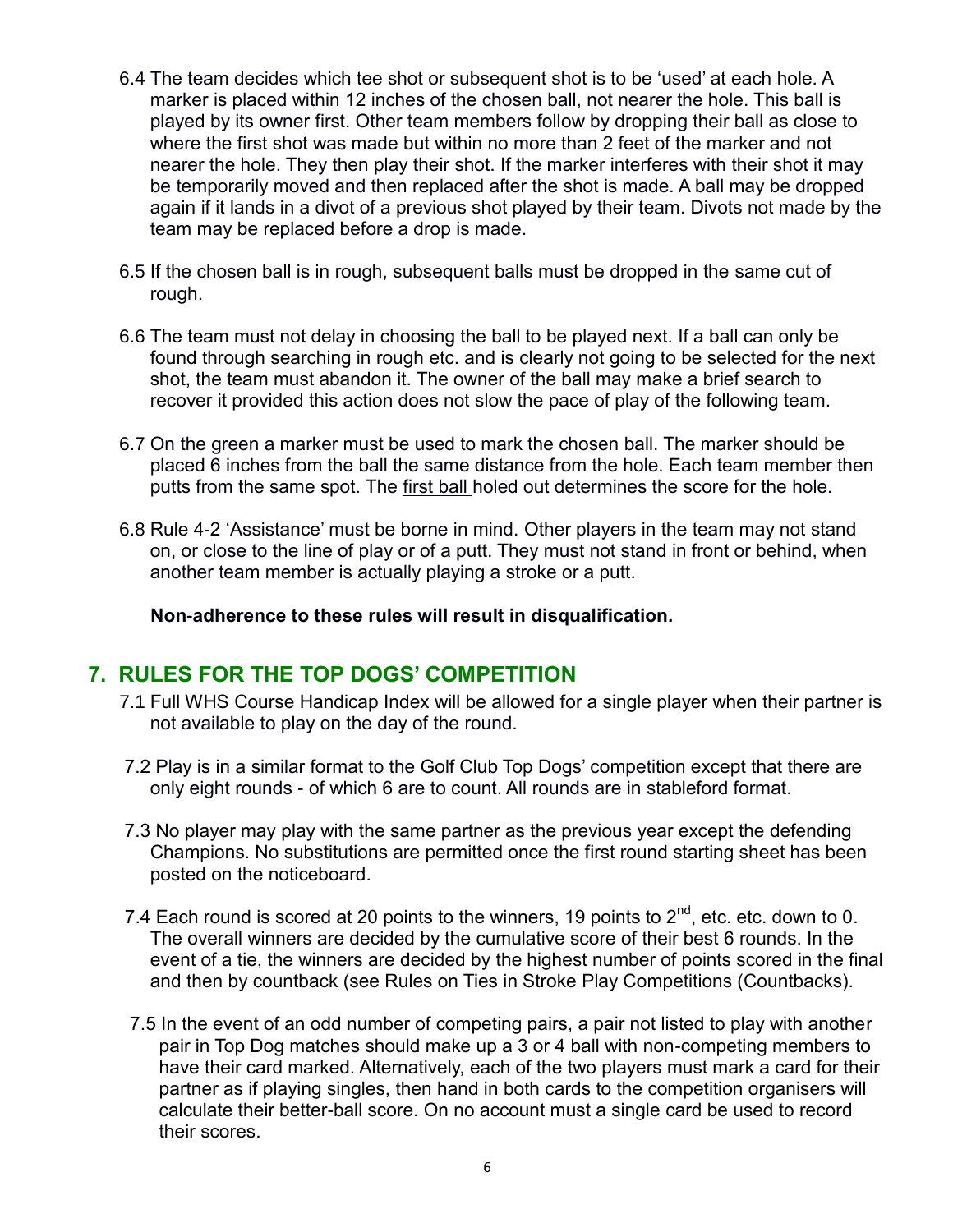6.4 The team decides which tee shot or subsequent shot is to be 'used' at each hole. A marker is placed within 12 inches of the chosen ball, not nearer the hole. This ball is played by its owner first. Other team members follow by dropping their ball as close to where the first shot was made but within no more than 2 feet of the marker and not nearer the hole. They then play their shot. If the marker interferes with their shot it may be temporarily moved and then replaced after the shot is made. A ball may be dropped again if it lands in a divot of a previous shot played by their team. Divots not made by the team may be replaced before a drop is made.

6.5 If the chosen ball is in rough, subsequent balls must be dropped in the same cut of rough.

6.6 The team must not delay in choosing the ball to be played next. If a ball can only be found through searching in rough etc. and is clearly not going to be selected for the next shot, the team must abandon it. The owner of the ball may make a brief search to recover it provided this action does not slow the pace of play of the following team.

6.7 On the green a marker must be used to mark the chosen ball. The marker should be placed 6 inches from the ball the same distance from the hole. Each team member then putts from the same spot. The first ball holed out determines the score for the hole.

6.8 Rule 4-2 'Assistance' must be borne in mind. Other players in the team may not stand on, or close to the line of play or of a putt. They must not stand in front or behind, when another team member is actually playing a stroke or a putt.

**Non-adherence to these rules will result in disqualification.**

## 7. RULES FOR THE TOP DOGS' COMPETITION

7.1 Full WHS Course Handicap Index will be allowed for a single player when their partner is not available to play on the day of the round.

7.2 Play is in a similar format to the Golf Club Top Dogs' competition except that there are only eight rounds - of which 6 are to count. All rounds are in stableford format.

7.3 No player may play with the same partner as the previous year except the defending Champions. No substitutions are permitted once the first round starting sheet has been posted on the noticeboard.

7.4 Each round is scored at 20 points to the winners, 19 points to 2nd, etc. etc. down to 0. The overall winners are decided by the cumulative score of their best 6 rounds. In the event of a tie, the winners are decided by the highest number of points scored in the final and then by countback (see Rules on Ties in Stroke Play Competitions (Countbacks).

7.5 In the event of an odd number of competing pairs, a pair not listed to play with another pair in Top Dog matches should make up a 3 or 4 ball with non-competing members to have their card marked. Alternatively, each of the two players must mark a card for their partner as if playing singles, then hand in both cards to the competition organisers will calculate their better-ball score. On no account must a single card be used to record their scores.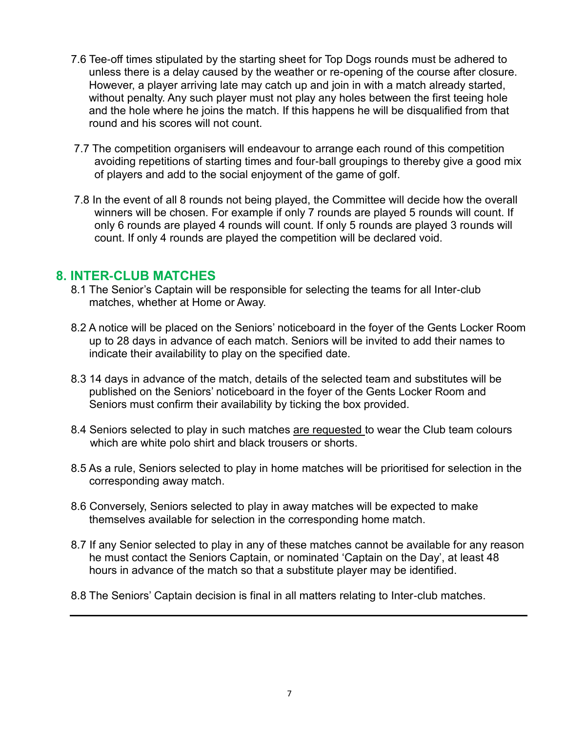7.6 Tee-off times stipulated by the starting sheet for Top Dogs rounds must be adhered to unless there is a delay caused by the weather or re-opening of the course after closure. However, a player arriving late may catch up and join in with a match already started, without penalty. Any such player must not play any holes between the first teeing hole and the hole where he joins the match. If this happens he will be disqualified from that round and his scores will not count.

7.7 The competition organisers will endeavour to arrange each round of this competition avoiding repetitions of starting times and four-ball groupings to thereby give a good mix of players and add to the social enjoyment of the game of golf.

7.8 In the event of all 8 rounds not being played, the Committee will decide how the overall winners will be chosen. For example if only 7 rounds are played 5 rounds will count. If only 6 rounds are played 4 rounds will count. If only 5 rounds are played 3 rounds will count. If only 4 rounds are played the competition will be declared void.

## 8. INTER-CLUB MATCHES

8.1 The Senior's Captain will be responsible for selecting the teams for all Inter-club matches, whether at Home or Away.

8.2 A notice will be placed on the Seniors' noticeboard in the foyer of the Gents Locker Room up to 28 days in advance of each match. Seniors will be invited to add their names to indicate their availability to play on the specified date.

8.3 14 days in advance of the match, details of the selected team and substitutes will be published on the Seniors' noticeboard in the foyer of the Gents Locker Room and Seniors must confirm their availability by ticking the box provided.

8.4 Seniors selected to play in such matches <u>are requested</u> to wear the Club team colours which are white polo shirt and black trousers or shorts.

8.5 As a rule, Seniors selected to play in home matches will be prioritised for selection in the corresponding away match.

8.6 Conversely, Seniors selected to play in away matches will be expected to make themselves available for selection in the corresponding home match.

8.7 If any Senior selected to play in any of these matches cannot be available for any reason he must contact the Seniors Captain, or nominated 'Captain on the Day', at least 48 hours in advance of the match so that a substitute player may be identified.

8.8 The Seniors' Captain decision is final in all matters relating to Inter-club matches.

---